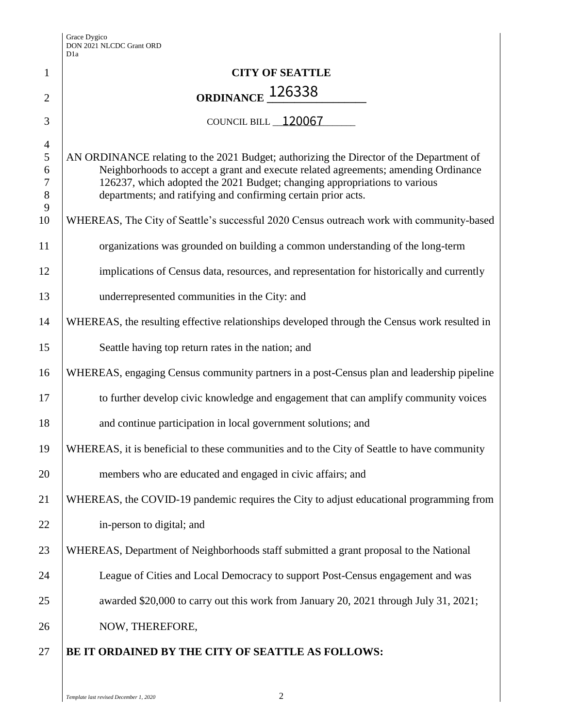# CITY OF SEATTLE

## ORDINANCE 126338

COUNCIL BILL 120067

AN ORDINANCE relating to the 2021 Budget; authorizing the Director of the Department of Neighborhoods to accept a grant and execute related agreements; amending Ordinance 126237, which adopted the 2021 Budget; changing appropriations to various departments; and ratifying and confirming certain prior acts.

WHEREAS, The City of Seattle's successful 2020 Census outreach work with community-based organizations was grounded on building a common understanding of the long-term implications of Census data, resources, and representation for historically and currently underrepresented communities in the City: and

WHEREAS, the resulting effective relationships developed through the Census work resulted in Seattle having top return rates in the nation; and

WHEREAS, engaging Census community partners in a post-Census plan and leadership pipeline to further develop civic knowledge and engagement that can amplify community voices and continue participation in local government solutions; and

WHEREAS, it is beneficial to these communities and to the City of Seattle to have community members who are educated and engaged in civic affairs; and

WHEREAS, the COVID-19 pandemic requires the City to adjust educational programming from in-person to digital; and

WHEREAS, Department of Neighborhoods staff submitted a grant proposal to the National League of Cities and Local Democracy to support Post-Census engagement and was awarded $20,000 to carry out this work from January 20, 2021 through July 31, 2021; NOW, THEREFORE,

**BE IT ORDAINED BY THE CITY OF SEATTLE AS FOLLOWS:**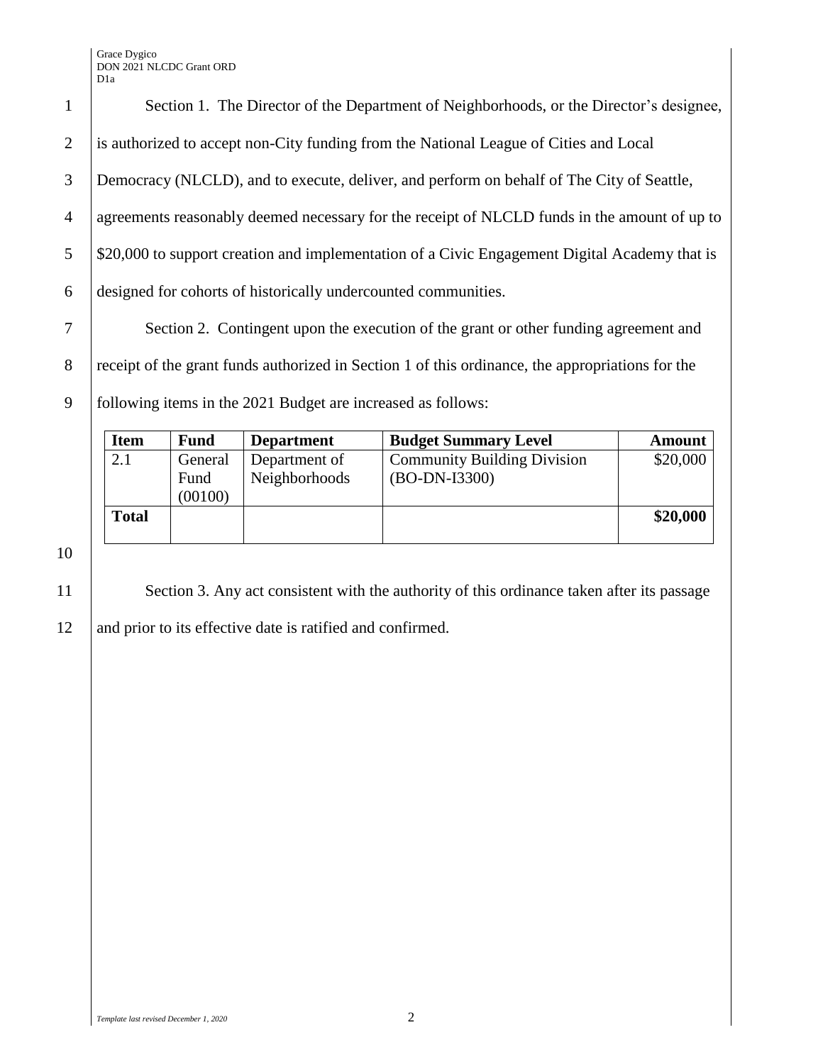Section 1. The Director of the Department of Neighborhoods, or the Director's designee, is authorized to accept non-City funding from the National League of Cities and Local Democracy (NLCLD), and to execute, deliver, and perform on behalf of The City of Seattle, agreements reasonably deemed necessary for the receipt of NLCLD funds in the amount of up to $20,000 to support creation and implementation of a Civic Engagement Digital Academy that is designed for cohorts of historically undercounted communities.

Section 2. Contingent upon the execution of the grant or other funding agreement and receipt of the grant funds authorized in Section 1 of this ordinance, the appropriations for the following items in the 2021 Budget are increased as follows:

| Item | Fund | Department | Budget Summary Level | Amount |
|---|---|---|---|---|
| 2.1 | General Fund (00100) | Department of Neighborhoods | Community Building Division (BO-DN-I3300) | $20,000 |
| **Total** | | | | **$20,000** |

Section 3. Any act consistent with the authority of this ordinance taken after its passage and prior to its effective date is ratified and confirmed.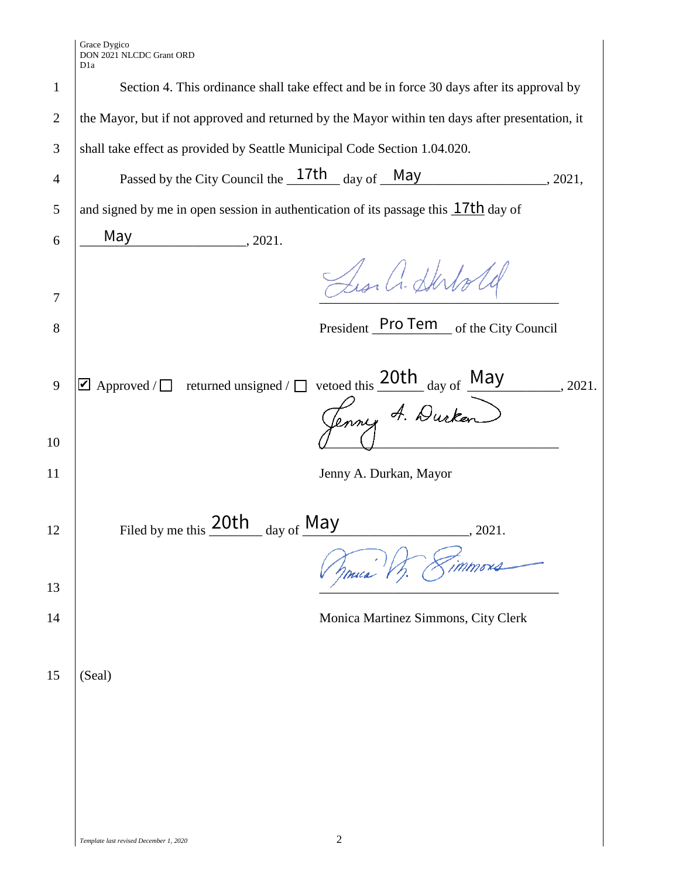Section 4. This ordinance shall take effect and be in force 30 days after its approval by the Mayor, but if not approved and returned by the Mayor within ten days after presentation, it shall take effect as provided by Seattle Municipal Code Section 1.04.020.

Passed by the City Council the 17th day of May, 2021, and signed by me in open session in authentication of its passage this 17th day of May, 2021.

President Pro Tem of the City Council

☑ Approved / ☐ returned unsigned / ☐ vetoed this 20th day of May, 2021.

Jenny A. Durkan, Mayor

Filed by me this 20th day of May, 2021.

Monica Martinez Simmons, City Clerk

(Seal)